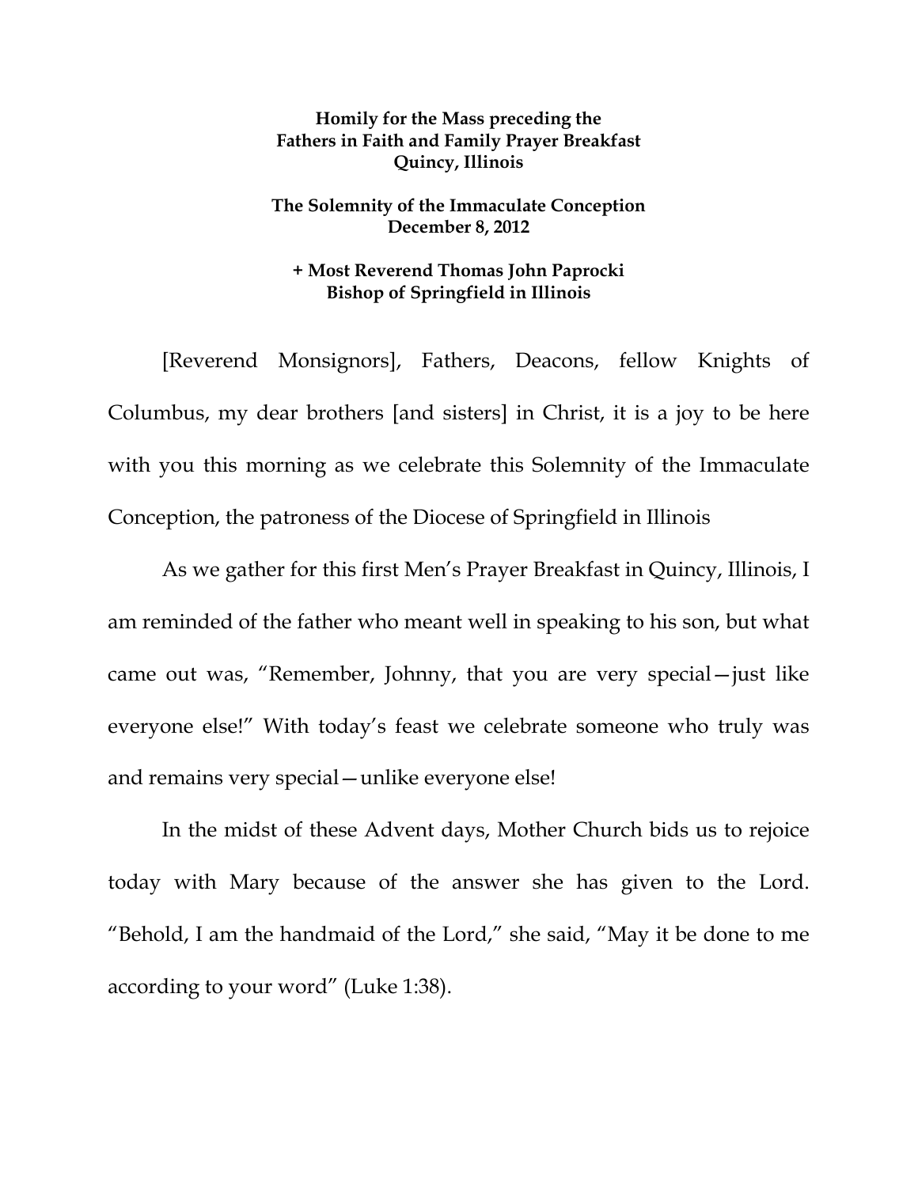**Homily for the Mass preceding the**
**Fathers in Faith and Family Prayer Breakfast**
**Quincy, Illinois**

**The Solemnity of the Immaculate Conception**
**December 8, 2012**

**+ Most Reverend Thomas John Paprocki**
**Bishop of Springfield in Illinois**

[Reverend Monsignors], Fathers, Deacons, fellow Knights of Columbus, my dear brothers [and sisters] in Christ, it is a joy to be here with you this morning as we celebrate this Solemnity of the Immaculate Conception, the patroness of the Diocese of Springfield in Illinois

As we gather for this first Men's Prayer Breakfast in Quincy, Illinois, I am reminded of the father who meant well in speaking to his son, but what came out was, "Remember, Johnny, that you are very special—just like everyone else!" With today's feast we celebrate someone who truly was and remains very special—unlike everyone else!

In the midst of these Advent days, Mother Church bids us to rejoice today with Mary because of the answer she has given to the Lord. "Behold, I am the handmaid of the Lord," she said, "May it be done to me according to your word" (Luke 1:38).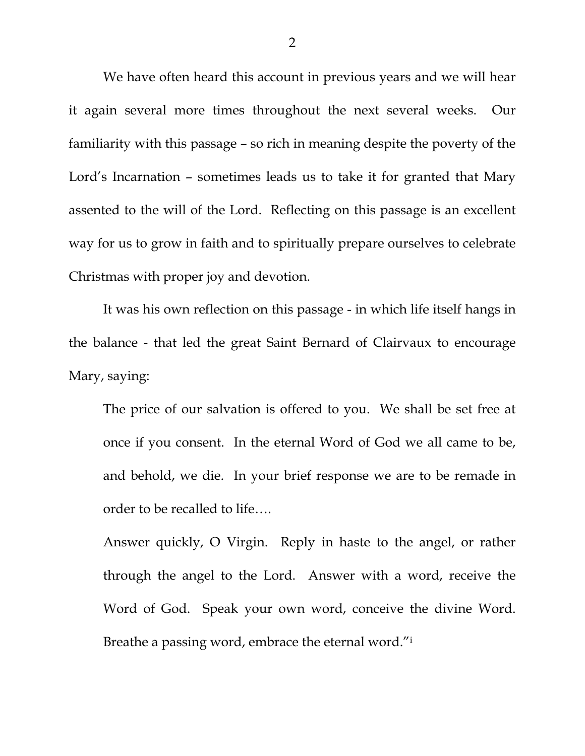We have often heard this account in previous years and we will hear it again several more times throughout the next several weeks. Our familiarity with this passage – so rich in meaning despite the poverty of the Lord's Incarnation – sometimes leads us to take it for granted that Mary assented to the will of the Lord. Reflecting on this passage is an excellent way for us to grow in faith and to spiritually prepare ourselves to celebrate Christmas with proper joy and devotion.

It was his own reflection on this passage - in which life itself hangs in the balance - that led the great Saint Bernard of Clairvaux to encourage Mary, saying:

> The price of our salvation is offered to you. We shall be set free at once if you consent. In the eternal Word of God we all came to be, and behold, we die. In your brief response we are to be remade in order to be recalled to life….
>
> Answer quickly, O Virgin. Reply in haste to the angel, or rather through the angel to the Lord. Answer with a word, receive the Word of God. Speak your own word, conceive the divine Word. Breathe a passing word, embrace the eternal word."[i]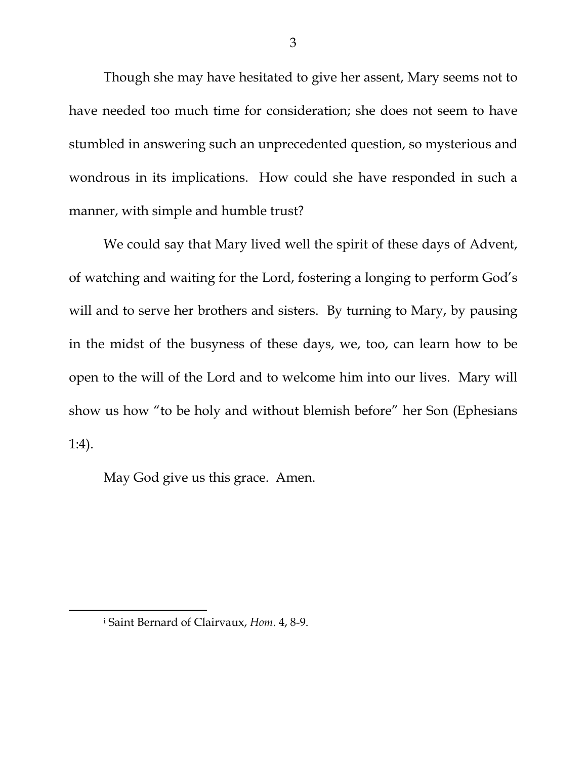Though she may have hesitated to give her assent, Mary seems not to have needed too much time for consideration; she does not seem to have stumbled in answering such an unprecedented question, so mysterious and wondrous in its implications. How could she have responded in such a manner, with simple and humble trust?

We could say that Mary lived well the spirit of these days of Advent, of watching and waiting for the Lord, fostering a longing to perform God's will and to serve her brothers and sisters. By turning to Mary, by pausing in the midst of the busyness of these days, we, too, can learn how to be open to the will of the Lord and to welcome him into our lives. Mary will show us how "to be holy and without blemish before" her Son (Ephesians 1:4).

May God give us this grace. Amen.

---

[i] Saint Bernard of Clairvaux, *Hom*. 4, 8-9.